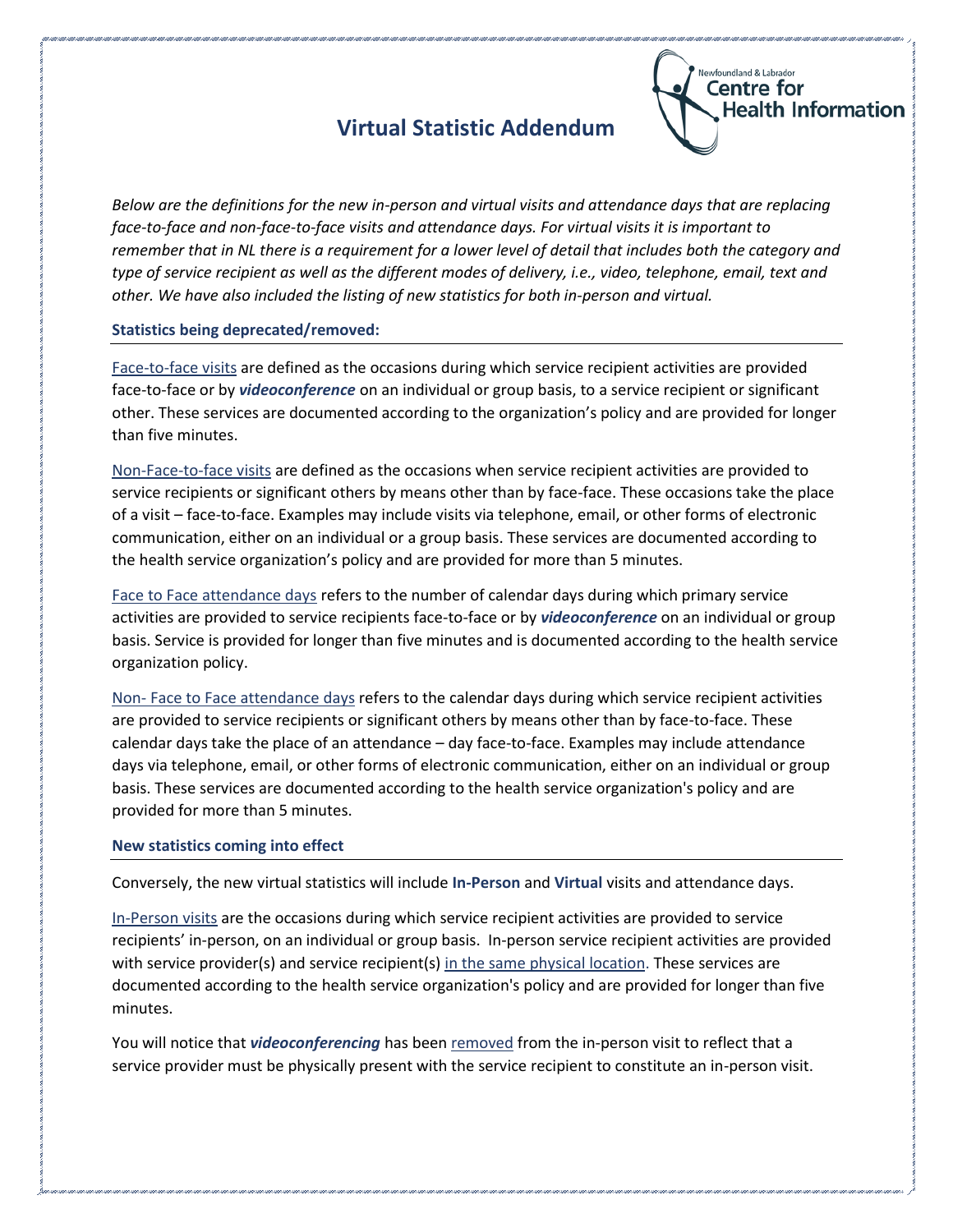# Virtual Statistic Addendum

*Below are the definitions for the new in-person and virtual visits and attendance days that are replacing face-to-face and non-face-to-face visits and attendance days. For virtual visits it is important to remember that in NL there is a requirement for a lower level of detail that includes both the category and type of service recipient as well as the different modes of delivery, i.e., video, telephone, email, text and other. We have also included the listing of new statistics for both in-person and virtual.*

### Statistics being deprecated/removed:

Face-to-face visits are defined as the occasions during which service recipient activities are provided face-to-face or by ***videoconference*** on an individual or group basis, to a service recipient or significant other. These services are documented according to the organization's policy and are provided for longer than five minutes.

Non-Face-to-face visits are defined as the occasions when service recipient activities are provided to service recipients or significant others by means other than by face-face. These occasions take the place of a visit – face-to-face. Examples may include visits via telephone, email, or other forms of electronic communication, either on an individual or a group basis. These services are documented according to the health service organization's policy and are provided for more than 5 minutes.

Face to Face attendance days refers to the number of calendar days during which primary service activities are provided to service recipients face-to-face or by ***videoconference*** on an individual or group basis. Service is provided for longer than five minutes and is documented according to the health service organization policy.

Non- Face to Face attendance days refers to the calendar days during which service recipient activities are provided to service recipients or significant others by means other than by face-to-face. These calendar days take the place of an attendance – day face-to-face. Examples may include attendance days via telephone, email, or other forms of electronic communication, either on an individual or group basis. These services are documented according to the health service organization's policy and are provided for more than 5 minutes.

### New statistics coming into effect

Conversely, the new virtual statistics will include **In-Person** and **Virtual** visits and attendance days.

In-Person visits are the occasions during which service recipient activities are provided to service recipients' in-person, on an individual or group basis. In-person service recipient activities are provided with service provider(s) and service recipient(s) in the same physical location. These services are documented according to the health service organization's policy and are provided for longer than five minutes.

You will notice that ***videoconferencing*** has been removed from the in-person visit to reflect that a service provider must be physically present with the service recipient to constitute an in-person visit.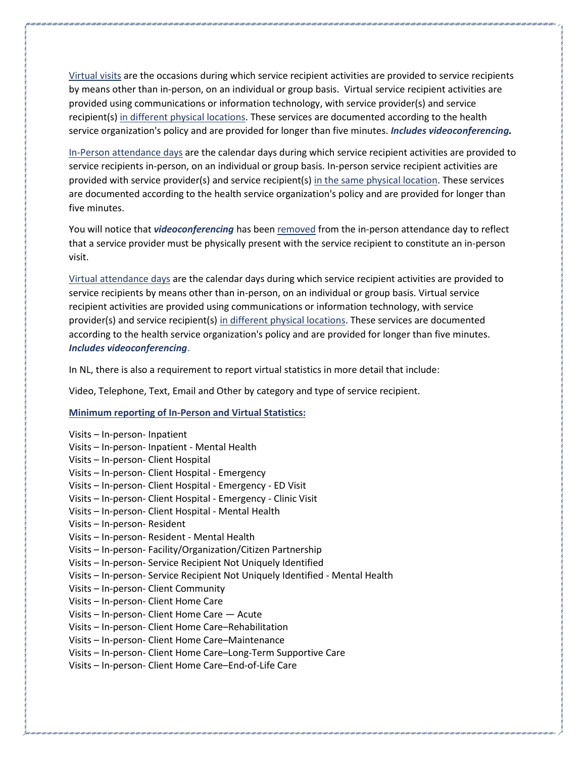Virtual visits are the occasions during which service recipient activities are provided to service recipients by means other than in-person, on an individual or group basis. Virtual service recipient activities are provided using communications or information technology, with service provider(s) and service recipient(s) in different physical locations. These services are documented according to the health service organization's policy and are provided for longer than five minutes. ***Includes videoconferencing.***

In-Person attendance days are the calendar days during which service recipient activities are provided to service recipients in-person, on an individual or group basis. In-person service recipient activities are provided with service provider(s) and service recipient(s) in the same physical location. These services are documented according to the health service organization's policy and are provided for longer than five minutes.

You will notice that ***videoconferencing*** has been removed from the in-person attendance day to reflect that a service provider must be physically present with the service recipient to constitute an in-person visit.

Virtual attendance days are the calendar days during which service recipient activities are provided to service recipients by means other than in-person, on an individual or group basis. Virtual service recipient activities are provided using communications or information technology, with service provider(s) and service recipient(s) in different physical locations. These services are documented according to the health service organization's policy and are provided for longer than five minutes. ***Includes videoconferencing***.

In NL, there is also a requirement to report virtual statistics in more detail that include:

Video, Telephone, Text, Email and Other by category and type of service recipient.

**Minimum reporting of In-Person and Virtual Statistics:**

Visits – In-person- Inpatient
Visits – In-person- Inpatient - Mental Health
Visits – In-person- Client Hospital
Visits – In-person- Client Hospital - Emergency
Visits – In-person- Client Hospital - Emergency - ED Visit
Visits – In-person- Client Hospital - Emergency - Clinic Visit
Visits – In-person- Client Hospital - Mental Health
Visits – In-person- Resident
Visits – In-person- Resident - Mental Health
Visits – In-person- Facility/Organization/Citizen Partnership
Visits – In-person- Service Recipient Not Uniquely Identified
Visits – In-person- Service Recipient Not Uniquely Identified - Mental Health
Visits – In-person- Client Community
Visits – In-person- Client Home Care
Visits – In-person- Client Home Care — Acute
Visits – In-person- Client Home Care–Rehabilitation
Visits – In-person- Client Home Care–Maintenance
Visits – In-person- Client Home Care–Long-Term Supportive Care
Visits – In-person- Client Home Care–End-of-Life Care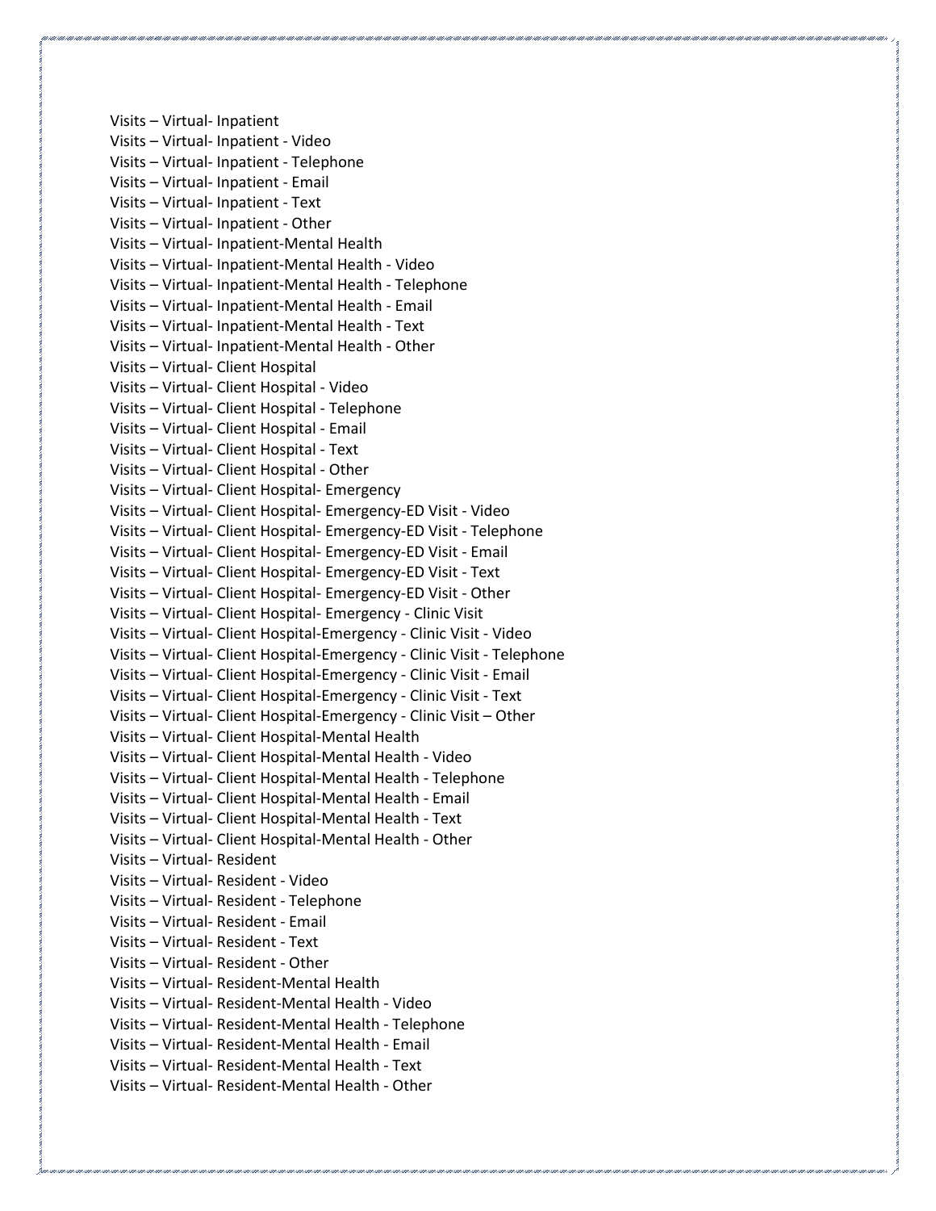Visits – Virtual- Inpatient
Visits – Virtual- Inpatient - Video
Visits – Virtual- Inpatient - Telephone
Visits – Virtual- Inpatient - Email
Visits – Virtual- Inpatient - Text
Visits – Virtual- Inpatient - Other
Visits – Virtual- Inpatient-Mental Health
Visits – Virtual- Inpatient-Mental Health - Video
Visits – Virtual- Inpatient-Mental Health - Telephone
Visits – Virtual- Inpatient-Mental Health - Email
Visits – Virtual- Inpatient-Mental Health - Text
Visits – Virtual- Inpatient-Mental Health - Other
Visits – Virtual- Client Hospital
Visits – Virtual- Client Hospital - Video
Visits – Virtual- Client Hospital - Telephone
Visits – Virtual- Client Hospital - Email
Visits – Virtual- Client Hospital - Text
Visits – Virtual- Client Hospital - Other
Visits – Virtual- Client Hospital- Emergency
Visits – Virtual- Client Hospital- Emergency-ED Visit - Video
Visits – Virtual- Client Hospital- Emergency-ED Visit - Telephone
Visits – Virtual- Client Hospital- Emergency-ED Visit - Email
Visits – Virtual- Client Hospital- Emergency-ED Visit - Text
Visits – Virtual- Client Hospital- Emergency-ED Visit - Other
Visits – Virtual- Client Hospital- Emergency - Clinic Visit
Visits – Virtual- Client Hospital-Emergency - Clinic Visit - Video
Visits – Virtual- Client Hospital-Emergency - Clinic Visit - Telephone
Visits – Virtual- Client Hospital-Emergency - Clinic Visit - Email
Visits – Virtual- Client Hospital-Emergency - Clinic Visit - Text
Visits – Virtual- Client Hospital-Emergency - Clinic Visit – Other
Visits – Virtual- Client Hospital-Mental Health
Visits – Virtual- Client Hospital-Mental Health - Video
Visits – Virtual- Client Hospital-Mental Health - Telephone
Visits – Virtual- Client Hospital-Mental Health - Email
Visits – Virtual- Client Hospital-Mental Health - Text
Visits – Virtual- Client Hospital-Mental Health - Other
Visits – Virtual- Resident
Visits – Virtual- Resident - Video
Visits – Virtual- Resident - Telephone
Visits – Virtual- Resident - Email
Visits – Virtual- Resident - Text
Visits – Virtual- Resident - Other
Visits – Virtual- Resident-Mental Health
Visits – Virtual- Resident-Mental Health - Video
Visits – Virtual- Resident-Mental Health - Telephone
Visits – Virtual- Resident-Mental Health - Email
Visits – Virtual- Resident-Mental Health - Text
Visits – Virtual- Resident-Mental Health - Other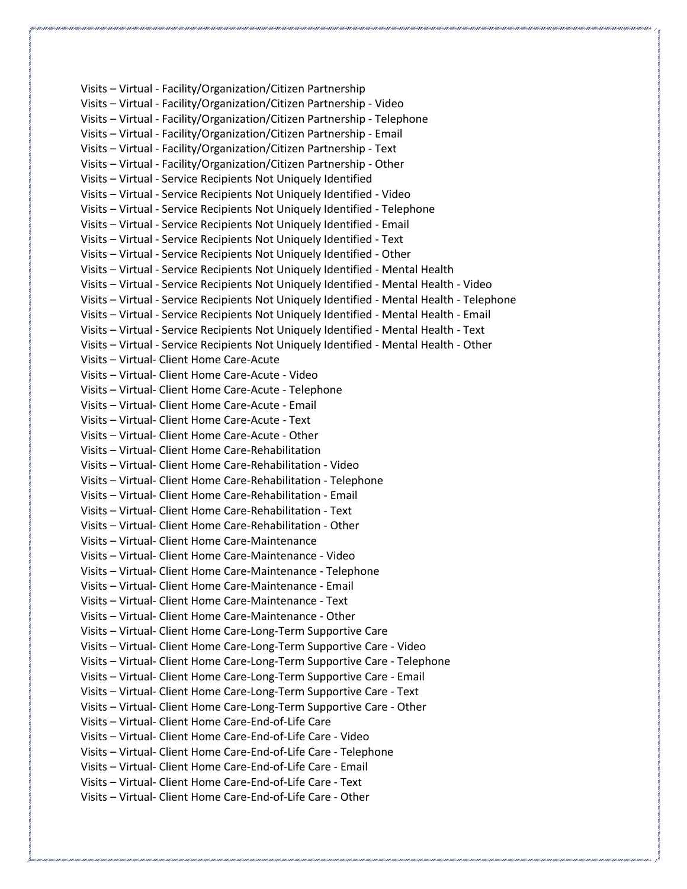Visits – Virtual - Facility/Organization/Citizen Partnership
Visits – Virtual - Facility/Organization/Citizen Partnership - Video
Visits – Virtual - Facility/Organization/Citizen Partnership - Telephone
Visits – Virtual - Facility/Organization/Citizen Partnership - Email
Visits – Virtual - Facility/Organization/Citizen Partnership - Text
Visits – Virtual - Facility/Organization/Citizen Partnership - Other
Visits – Virtual - Service Recipients Not Uniquely Identified
Visits – Virtual - Service Recipients Not Uniquely Identified - Video
Visits – Virtual - Service Recipients Not Uniquely Identified - Telephone
Visits – Virtual - Service Recipients Not Uniquely Identified - Email
Visits – Virtual - Service Recipients Not Uniquely Identified - Text
Visits – Virtual - Service Recipients Not Uniquely Identified - Other
Visits – Virtual - Service Recipients Not Uniquely Identified - Mental Health
Visits – Virtual - Service Recipients Not Uniquely Identified - Mental Health - Video
Visits – Virtual - Service Recipients Not Uniquely Identified - Mental Health - Telephone
Visits – Virtual - Service Recipients Not Uniquely Identified - Mental Health - Email
Visits – Virtual - Service Recipients Not Uniquely Identified - Mental Health - Text
Visits – Virtual - Service Recipients Not Uniquely Identified - Mental Health - Other
Visits – Virtual- Client Home Care-Acute
Visits – Virtual- Client Home Care-Acute - Video
Visits – Virtual- Client Home Care-Acute - Telephone
Visits – Virtual- Client Home Care-Acute - Email
Visits – Virtual- Client Home Care-Acute - Text
Visits – Virtual- Client Home Care-Acute - Other
Visits – Virtual- Client Home Care-Rehabilitation
Visits – Virtual- Client Home Care-Rehabilitation - Video
Visits – Virtual- Client Home Care-Rehabilitation - Telephone
Visits – Virtual- Client Home Care-Rehabilitation - Email
Visits – Virtual- Client Home Care-Rehabilitation - Text
Visits – Virtual- Client Home Care-Rehabilitation - Other
Visits – Virtual- Client Home Care-Maintenance
Visits – Virtual- Client Home Care-Maintenance - Video
Visits – Virtual- Client Home Care-Maintenance - Telephone
Visits – Virtual- Client Home Care-Maintenance - Email
Visits – Virtual- Client Home Care-Maintenance - Text
Visits – Virtual- Client Home Care-Maintenance - Other
Visits – Virtual- Client Home Care-Long-Term Supportive Care
Visits – Virtual- Client Home Care-Long-Term Supportive Care - Video
Visits – Virtual- Client Home Care-Long-Term Supportive Care - Telephone
Visits – Virtual- Client Home Care-Long-Term Supportive Care - Email
Visits – Virtual- Client Home Care-Long-Term Supportive Care - Text
Visits – Virtual- Client Home Care-Long-Term Supportive Care - Other
Visits – Virtual- Client Home Care-End-of-Life Care
Visits – Virtual- Client Home Care-End-of-Life Care - Video
Visits – Virtual- Client Home Care-End-of-Life Care - Telephone
Visits – Virtual- Client Home Care-End-of-Life Care - Email
Visits – Virtual- Client Home Care-End-of-Life Care - Text
Visits – Virtual- Client Home Care-End-of-Life Care - Other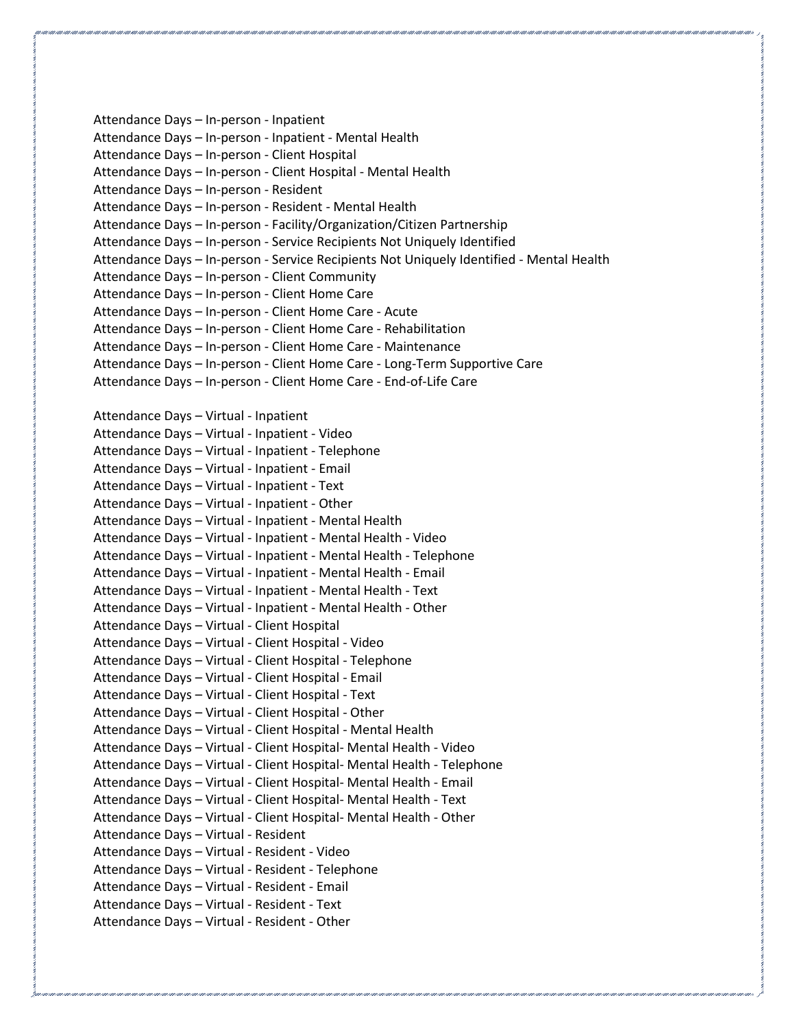Attendance Days – In-person - Inpatient
Attendance Days – In-person - Inpatient - Mental Health
Attendance Days – In-person - Client Hospital
Attendance Days – In-person - Client Hospital - Mental Health
Attendance Days – In-person - Resident
Attendance Days – In-person - Resident - Mental Health
Attendance Days – In-person - Facility/Organization/Citizen Partnership
Attendance Days – In-person - Service Recipients Not Uniquely Identified
Attendance Days – In-person - Service Recipients Not Uniquely Identified - Mental Health
Attendance Days – In-person - Client Community
Attendance Days – In-person - Client Home Care
Attendance Days – In-person - Client Home Care - Acute
Attendance Days – In-person - Client Home Care - Rehabilitation
Attendance Days – In-person - Client Home Care - Maintenance
Attendance Days – In-person - Client Home Care - Long-Term Supportive Care
Attendance Days – In-person - Client Home Care - End-of-Life Care

Attendance Days – Virtual - Inpatient
Attendance Days – Virtual - Inpatient - Video
Attendance Days – Virtual - Inpatient - Telephone
Attendance Days – Virtual - Inpatient - Email
Attendance Days – Virtual - Inpatient - Text
Attendance Days – Virtual - Inpatient - Other
Attendance Days – Virtual - Inpatient - Mental Health
Attendance Days – Virtual - Inpatient - Mental Health - Video
Attendance Days – Virtual - Inpatient - Mental Health - Telephone
Attendance Days – Virtual - Inpatient - Mental Health - Email
Attendance Days – Virtual - Inpatient - Mental Health - Text
Attendance Days – Virtual - Inpatient - Mental Health - Other
Attendance Days – Virtual - Client Hospital
Attendance Days – Virtual - Client Hospital - Video
Attendance Days – Virtual - Client Hospital - Telephone
Attendance Days – Virtual - Client Hospital - Email
Attendance Days – Virtual - Client Hospital - Text
Attendance Days – Virtual - Client Hospital - Other
Attendance Days – Virtual - Client Hospital - Mental Health
Attendance Days – Virtual - Client Hospital- Mental Health - Video
Attendance Days – Virtual - Client Hospital- Mental Health - Telephone
Attendance Days – Virtual - Client Hospital- Mental Health - Email
Attendance Days – Virtual - Client Hospital- Mental Health - Text
Attendance Days – Virtual - Client Hospital- Mental Health - Other
Attendance Days – Virtual - Resident
Attendance Days – Virtual - Resident - Video
Attendance Days – Virtual - Resident - Telephone
Attendance Days – Virtual - Resident - Email
Attendance Days – Virtual - Resident - Text
Attendance Days – Virtual - Resident - Other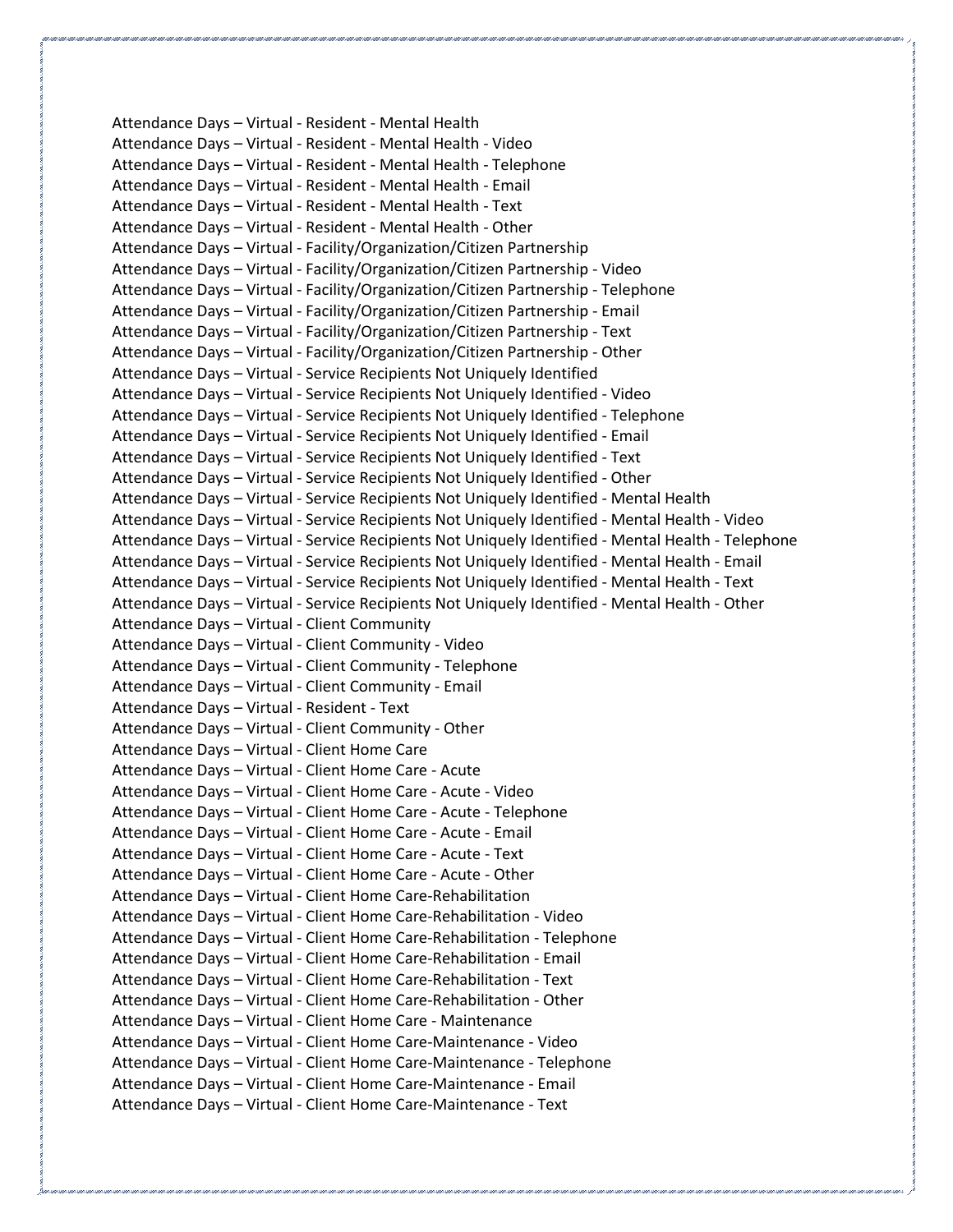Attendance Days – Virtual - Resident - Mental Health
Attendance Days – Virtual - Resident - Mental Health - Video
Attendance Days – Virtual - Resident - Mental Health - Telephone
Attendance Days – Virtual - Resident - Mental Health - Email
Attendance Days – Virtual - Resident - Mental Health - Text
Attendance Days – Virtual - Resident - Mental Health - Other
Attendance Days – Virtual - Facility/Organization/Citizen Partnership
Attendance Days – Virtual - Facility/Organization/Citizen Partnership - Video
Attendance Days – Virtual - Facility/Organization/Citizen Partnership - Telephone
Attendance Days – Virtual - Facility/Organization/Citizen Partnership - Email
Attendance Days – Virtual - Facility/Organization/Citizen Partnership - Text
Attendance Days – Virtual - Facility/Organization/Citizen Partnership - Other
Attendance Days – Virtual - Service Recipients Not Uniquely Identified
Attendance Days – Virtual - Service Recipients Not Uniquely Identified - Video
Attendance Days – Virtual - Service Recipients Not Uniquely Identified - Telephone
Attendance Days – Virtual - Service Recipients Not Uniquely Identified - Email
Attendance Days – Virtual - Service Recipients Not Uniquely Identified - Text
Attendance Days – Virtual - Service Recipients Not Uniquely Identified - Other
Attendance Days – Virtual - Service Recipients Not Uniquely Identified - Mental Health
Attendance Days – Virtual - Service Recipients Not Uniquely Identified - Mental Health - Video
Attendance Days – Virtual - Service Recipients Not Uniquely Identified - Mental Health - Telephone
Attendance Days – Virtual - Service Recipients Not Uniquely Identified - Mental Health - Email
Attendance Days – Virtual - Service Recipients Not Uniquely Identified - Mental Health - Text
Attendance Days – Virtual - Service Recipients Not Uniquely Identified - Mental Health - Other
Attendance Days – Virtual - Client Community
Attendance Days – Virtual - Client Community - Video
Attendance Days – Virtual - Client Community - Telephone
Attendance Days – Virtual - Client Community - Email
Attendance Days – Virtual - Resident - Text
Attendance Days – Virtual - Client Community - Other
Attendance Days – Virtual - Client Home Care
Attendance Days – Virtual - Client Home Care - Acute
Attendance Days – Virtual - Client Home Care - Acute - Video
Attendance Days – Virtual - Client Home Care - Acute - Telephone
Attendance Days – Virtual - Client Home Care - Acute - Email
Attendance Days – Virtual - Client Home Care - Acute - Text
Attendance Days – Virtual - Client Home Care - Acute - Other
Attendance Days – Virtual - Client Home Care-Rehabilitation
Attendance Days – Virtual - Client Home Care-Rehabilitation - Video
Attendance Days – Virtual - Client Home Care-Rehabilitation - Telephone
Attendance Days – Virtual - Client Home Care-Rehabilitation - Email
Attendance Days – Virtual - Client Home Care-Rehabilitation - Text
Attendance Days – Virtual - Client Home Care-Rehabilitation - Other
Attendance Days – Virtual - Client Home Care - Maintenance
Attendance Days – Virtual - Client Home Care-Maintenance - Video
Attendance Days – Virtual - Client Home Care-Maintenance - Telephone
Attendance Days – Virtual - Client Home Care-Maintenance - Email
Attendance Days – Virtual - Client Home Care-Maintenance - Text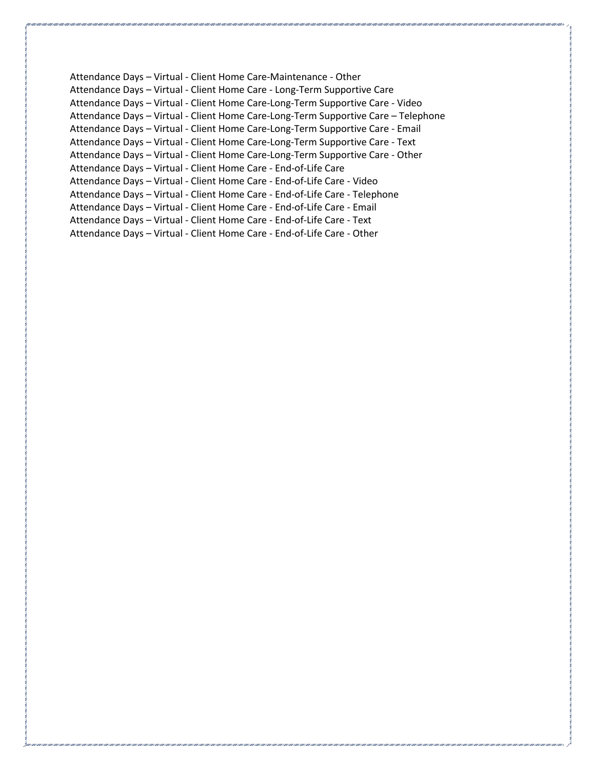Attendance Days – Virtual - Client Home Care-Maintenance - Other
Attendance Days – Virtual - Client Home Care - Long-Term Supportive Care
Attendance Days – Virtual - Client Home Care-Long-Term Supportive Care - Video
Attendance Days – Virtual - Client Home Care-Long-Term Supportive Care – Telephone
Attendance Days – Virtual - Client Home Care-Long-Term Supportive Care - Email
Attendance Days – Virtual - Client Home Care-Long-Term Supportive Care - Text
Attendance Days – Virtual - Client Home Care-Long-Term Supportive Care - Other
Attendance Days – Virtual - Client Home Care - End-of-Life Care
Attendance Days – Virtual - Client Home Care - End-of-Life Care - Video
Attendance Days – Virtual - Client Home Care - End-of-Life Care - Telephone
Attendance Days – Virtual - Client Home Care - End-of-Life Care - Email
Attendance Days – Virtual - Client Home Care - End-of-Life Care - Text
Attendance Days – Virtual - Client Home Care - End-of-Life Care - Other